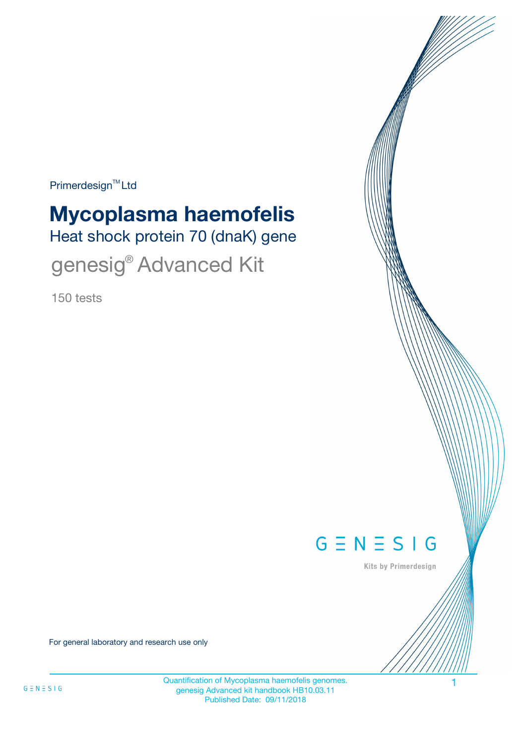Primerdesign™ Ltd

# Mycoplasma haemofelis

## Heat shock protein 70 (dnaK) gene

## genesig® Advanced Kit

150 tests

GENESIG

Kits by Primerdesign

For general laboratory and research use only

Quantification of Mycoplasma haemofelis genomes.
genesig Advanced kit handbook HB10.03.11
Published Date: 09/11/2018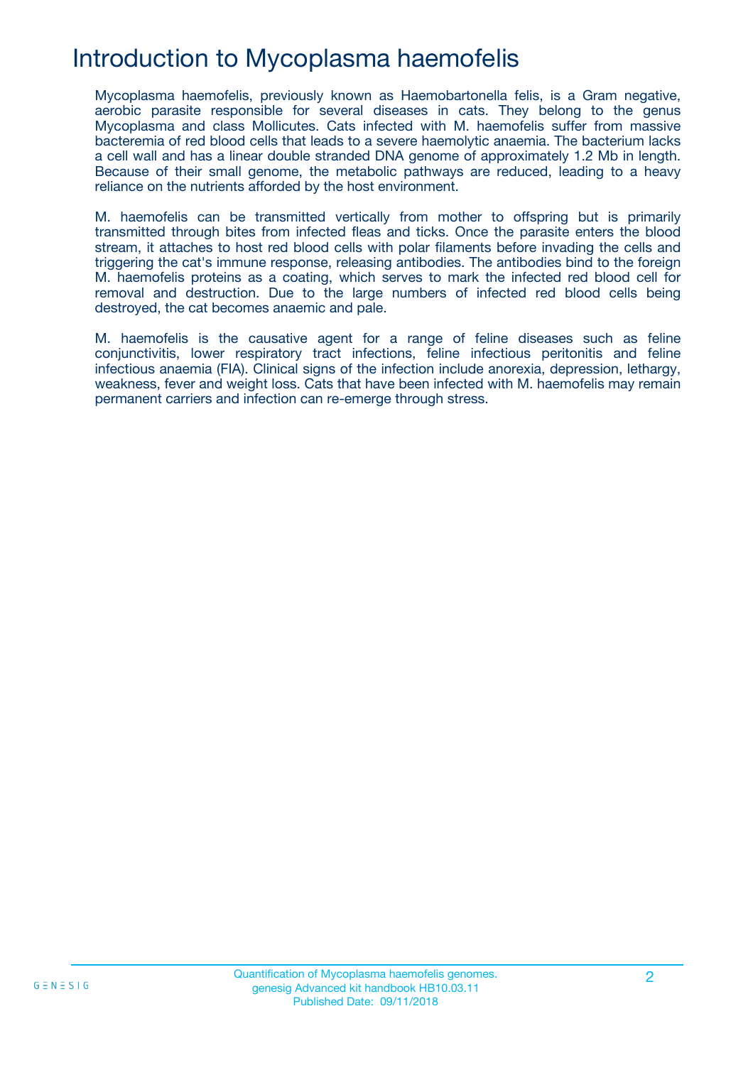# Introduction to Mycoplasma haemofelis

Mycoplasma haemofelis, previously known as Haemobartonella felis, is a Gram negative, aerobic parasite responsible for several diseases in cats. They belong to the genus Mycoplasma and class Mollicutes. Cats infected with M. haemofelis suffer from massive bacteremia of red blood cells that leads to a severe haemolytic anaemia. The bacterium lacks a cell wall and has a linear double stranded DNA genome of approximately 1.2 Mb in length. Because of their small genome, the metabolic pathways are reduced, leading to a heavy reliance on the nutrients afforded by the host environment.

M. haemofelis can be transmitted vertically from mother to offspring but is primarily transmitted through bites from infected fleas and ticks. Once the parasite enters the blood stream, it attaches to host red blood cells with polar filaments before invading the cells and triggering the cat's immune response, releasing antibodies. The antibodies bind to the foreign M. haemofelis proteins as a coating, which serves to mark the infected red blood cell for removal and destruction. Due to the large numbers of infected red blood cells being destroyed, the cat becomes anaemic and pale.

M. haemofelis is the causative agent for a range of feline diseases such as feline conjunctivitis, lower respiratory tract infections, feline infectious peritonitis and feline infectious anaemia (FIA). Clinical signs of the infection include anorexia, depression, lethargy, weakness, fever and weight loss. Cats that have been infected with M. haemofelis may remain permanent carriers and infection can re-emerge through stress.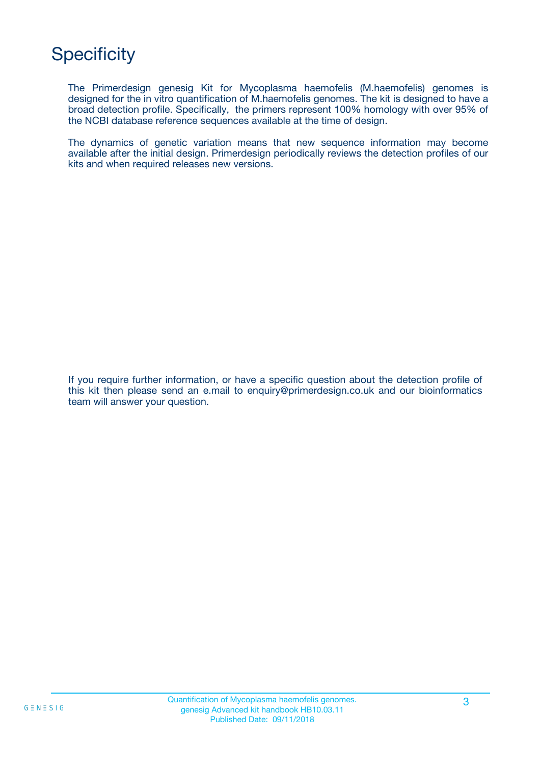# Specificity

The Primerdesign genesig Kit for Mycoplasma haemofelis (M.haemofelis) genomes is designed for the in vitro quantification of M.haemofelis genomes. The kit is designed to have a broad detection profile. Specifically, the primers represent 100% homology with over 95% of the NCBI database reference sequences available at the time of design.

The dynamics of genetic variation means that new sequence information may become available after the initial design. Primerdesign periodically reviews the detection profiles of our kits and when required releases new versions.

If you require further information, or have a specific question about the detection profile of this kit then please send an e.mail to enquiry@primerdesign.co.uk and our bioinformatics team will answer your question.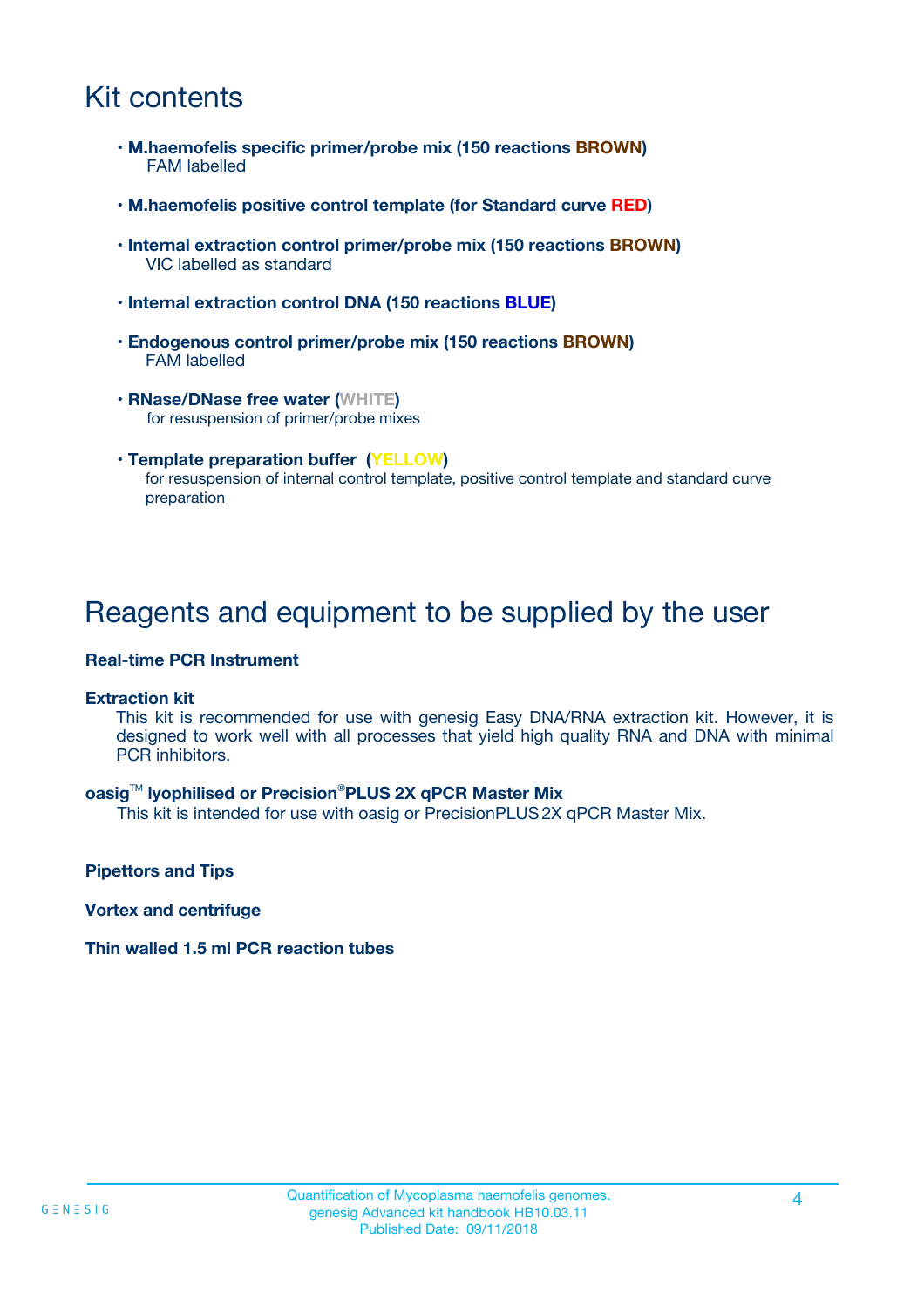# Kit contents

- **M.haemofelis specific primer/probe mix (150 reactions BROWN)**
  FAM labelled
- **M.haemofelis positive control template (for Standard curve RED)**
- **Internal extraction control primer/probe mix (150 reactions BROWN)**
  VIC labelled as standard
- **Internal extraction control DNA (150 reactions BLUE)**
- **Endogenous control primer/probe mix (150 reactions BROWN)**
  FAM labelled
- **RNase/DNase free water (WHITE)**
  for resuspension of primer/probe mixes
- **Template preparation buffer (YELLOW)**
  for resuspension of internal control template, positive control template and standard curve preparation

# Reagents and equipment to be supplied by the user

**Real-time PCR Instrument**

**Extraction kit**

This kit is recommended for use with genesig Easy DNA/RNA extraction kit. However, it is designed to work well with all processes that yield high quality RNA and DNA with minimal PCR inhibitors.

**oasig™ lyophilised or Precision®PLUS 2X qPCR Master Mix**

This kit is intended for use with oasig or PrecisionPLUS 2X qPCR Master Mix.

**Pipettors and Tips**

**Vortex and centrifuge**

**Thin walled 1.5 ml PCR reaction tubes**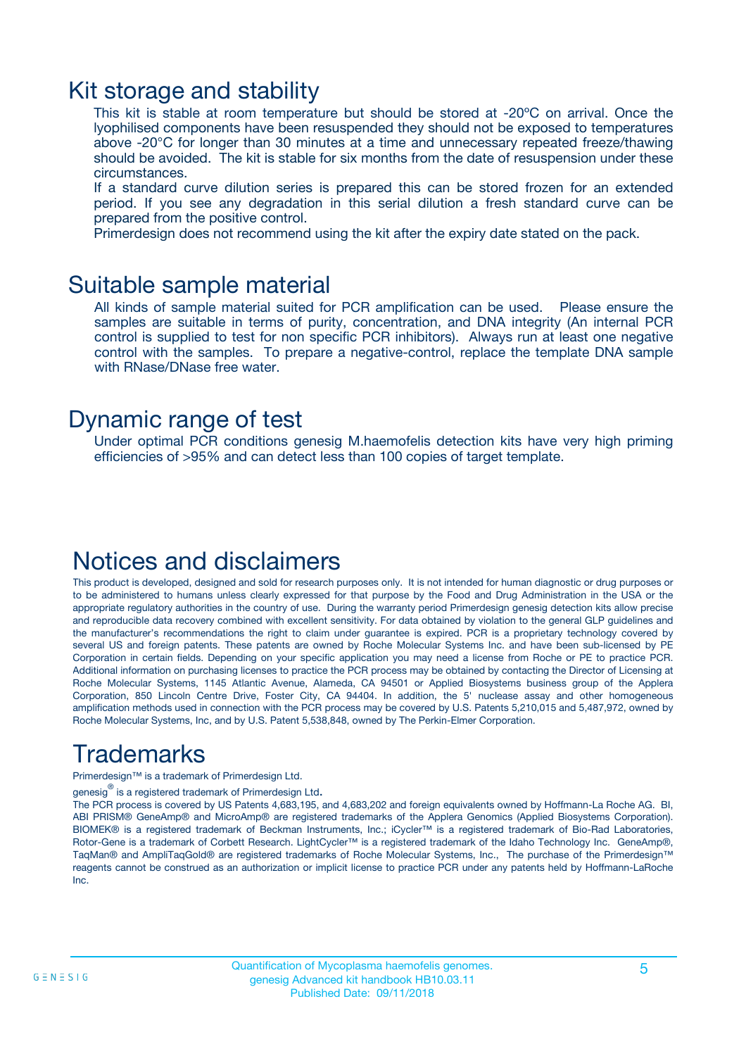## Kit storage and stability

This kit is stable at room temperature but should be stored at -20ºC on arrival. Once the lyophilised components have been resuspended they should not be exposed to temperatures above -20°C for longer than 30 minutes at a time and unnecessary repeated freeze/thawing should be avoided. The kit is stable for six months from the date of resuspension under these circumstances.

If a standard curve dilution series is prepared this can be stored frozen for an extended period. If you see any degradation in this serial dilution a fresh standard curve can be prepared from the positive control.

Primerdesign does not recommend using the kit after the expiry date stated on the pack.

## Suitable sample material

All kinds of sample material suited for PCR amplification can be used. Please ensure the samples are suitable in terms of purity, concentration, and DNA integrity (An internal PCR control is supplied to test for non specific PCR inhibitors). Always run at least one negative control with the samples. To prepare a negative-control, replace the template DNA sample with RNase/DNase free water.

## Dynamic range of test

Under optimal PCR conditions genesig M.haemofelis detection kits have very high priming efficiencies of >95% and can detect less than 100 copies of target template.

## Notices and disclaimers

This product is developed, designed and sold for research purposes only. It is not intended for human diagnostic or drug purposes or to be administered to humans unless clearly expressed for that purpose by the Food and Drug Administration in the USA or the appropriate regulatory authorities in the country of use. During the warranty period Primerdesign genesig detection kits allow precise and reproducible data recovery combined with excellent sensitivity. For data obtained by violation to the general GLP guidelines and the manufacturer's recommendations the right to claim under guarantee is expired. PCR is a proprietary technology covered by several US and foreign patents. These patents are owned by Roche Molecular Systems Inc. and have been sub-licensed by PE Corporation in certain fields. Depending on your specific application you may need a license from Roche or PE to practice PCR. Additional information on purchasing licenses to practice the PCR process may be obtained by contacting the Director of Licensing at Roche Molecular Systems, 1145 Atlantic Avenue, Alameda, CA 94501 or Applied Biosystems business group of the Applera Corporation, 850 Lincoln Centre Drive, Foster City, CA 94404. In addition, the 5' nuclease assay and other homogeneous amplification methods used in connection with the PCR process may be covered by U.S. Patents 5,210,015 and 5,487,972, owned by Roche Molecular Systems, Inc, and by U.S. Patent 5,538,848, owned by The Perkin-Elmer Corporation.

## Trademarks

Primerdesign™ is a trademark of Primerdesign Ltd.

genesig® is a registered trademark of Primerdesign Ltd.

The PCR process is covered by US Patents 4,683,195, and 4,683,202 and foreign equivalents owned by Hoffmann-La Roche AG. BI, ABI PRISM® GeneAmp® and MicroAmp® are registered trademarks of the Applera Genomics (Applied Biosystems Corporation). BIOMEK® is a registered trademark of Beckman Instruments, Inc.; iCycler™ is a registered trademark of Bio-Rad Laboratories, Rotor-Gene is a trademark of Corbett Research. LightCycler™ is a registered trademark of the Idaho Technology Inc. GeneAmp®, TaqMan® and AmpliTaqGold® are registered trademarks of Roche Molecular Systems, Inc., The purchase of the Primerdesign™ reagents cannot be construed as an authorization or implicit license to practice PCR under any patents held by Hoffmann-LaRoche Inc.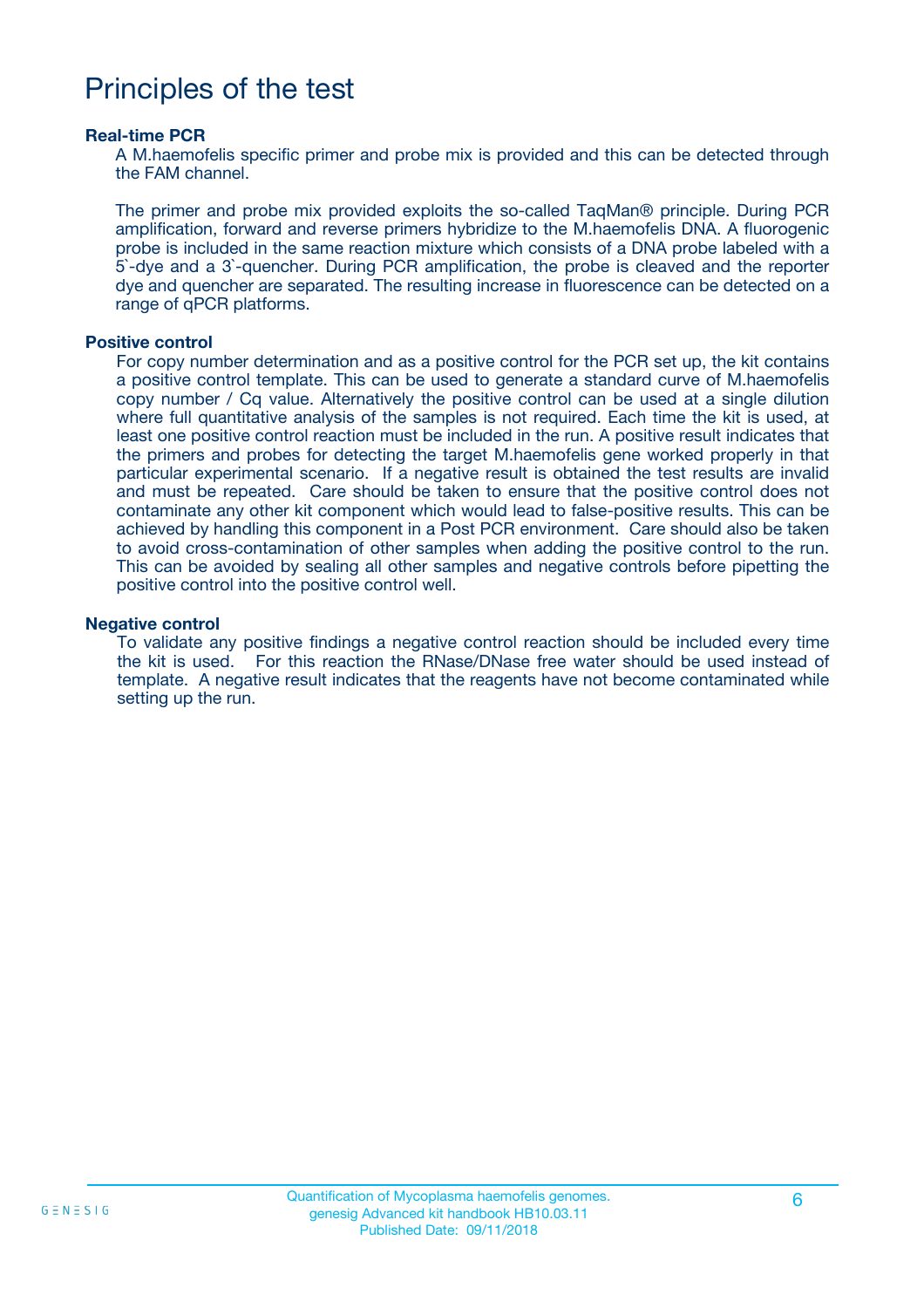# Principles of the test

### Real-time PCR

A M.haemofelis specific primer and probe mix is provided and this can be detected through the FAM channel.

The primer and probe mix provided exploits the so-called TaqMan® principle. During PCR amplification, forward and reverse primers hybridize to the M.haemofelis DNA. A fluorogenic probe is included in the same reaction mixture which consists of a DNA probe labeled with a 5`-dye and a 3`-quencher. During PCR amplification, the probe is cleaved and the reporter dye and quencher are separated. The resulting increase in fluorescence can be detected on a range of qPCR platforms.

### Positive control

For copy number determination and as a positive control for the PCR set up, the kit contains a positive control template. This can be used to generate a standard curve of M.haemofelis copy number / Cq value. Alternatively the positive control can be used at a single dilution where full quantitative analysis of the samples is not required. Each time the kit is used, at least one positive control reaction must be included in the run. A positive result indicates that the primers and probes for detecting the target M.haemofelis gene worked properly in that particular experimental scenario. If a negative result is obtained the test results are invalid and must be repeated. Care should be taken to ensure that the positive control does not contaminate any other kit component which would lead to false-positive results. This can be achieved by handling this component in a Post PCR environment. Care should also be taken to avoid cross-contamination of other samples when adding the positive control to the run. This can be avoided by sealing all other samples and negative controls before pipetting the positive control into the positive control well.

### Negative control

To validate any positive findings a negative control reaction should be included every time the kit is used. For this reaction the RNase/DNase free water should be used instead of template. A negative result indicates that the reagents have not become contaminated while setting up the run.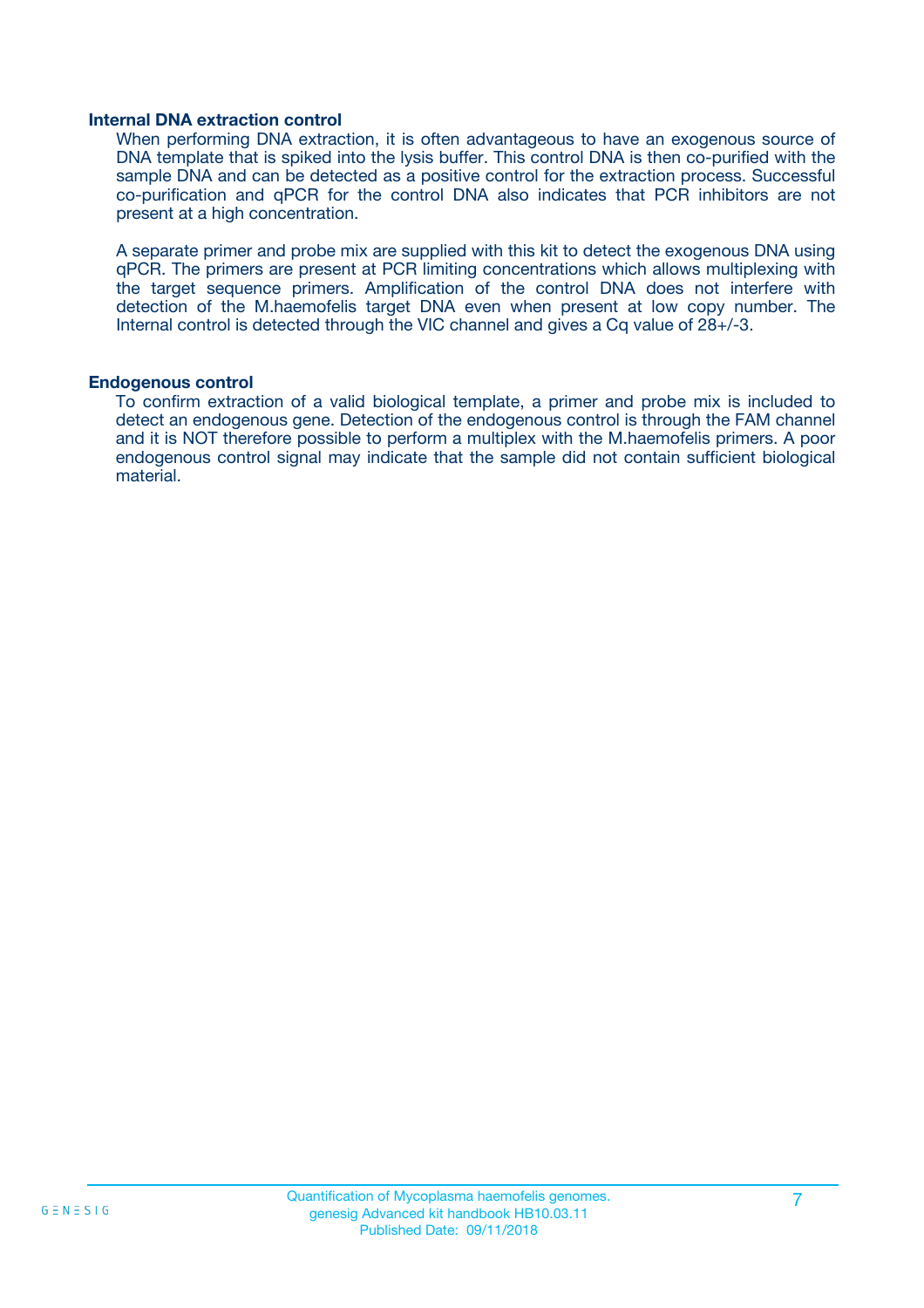### Internal DNA extraction control

When performing DNA extraction, it is often advantageous to have an exogenous source of DNA template that is spiked into the lysis buffer. This control DNA is then co-purified with the sample DNA and can be detected as a positive control for the extraction process. Successful co-purification and qPCR for the control DNA also indicates that PCR inhibitors are not present at a high concentration.

A separate primer and probe mix are supplied with this kit to detect the exogenous DNA using qPCR. The primers are present at PCR limiting concentrations which allows multiplexing with the target sequence primers. Amplification of the control DNA does not interfere with detection of the M.haemofelis target DNA even when present at low copy number. The Internal control is detected through the VIC channel and gives a Cq value of 28+/-3.

### Endogenous control

To confirm extraction of a valid biological template, a primer and probe mix is included to detect an endogenous gene. Detection of the endogenous control is through the FAM channel and it is NOT therefore possible to perform a multiplex with the M.haemofelis primers. A poor endogenous control signal may indicate that the sample did not contain sufficient biological material.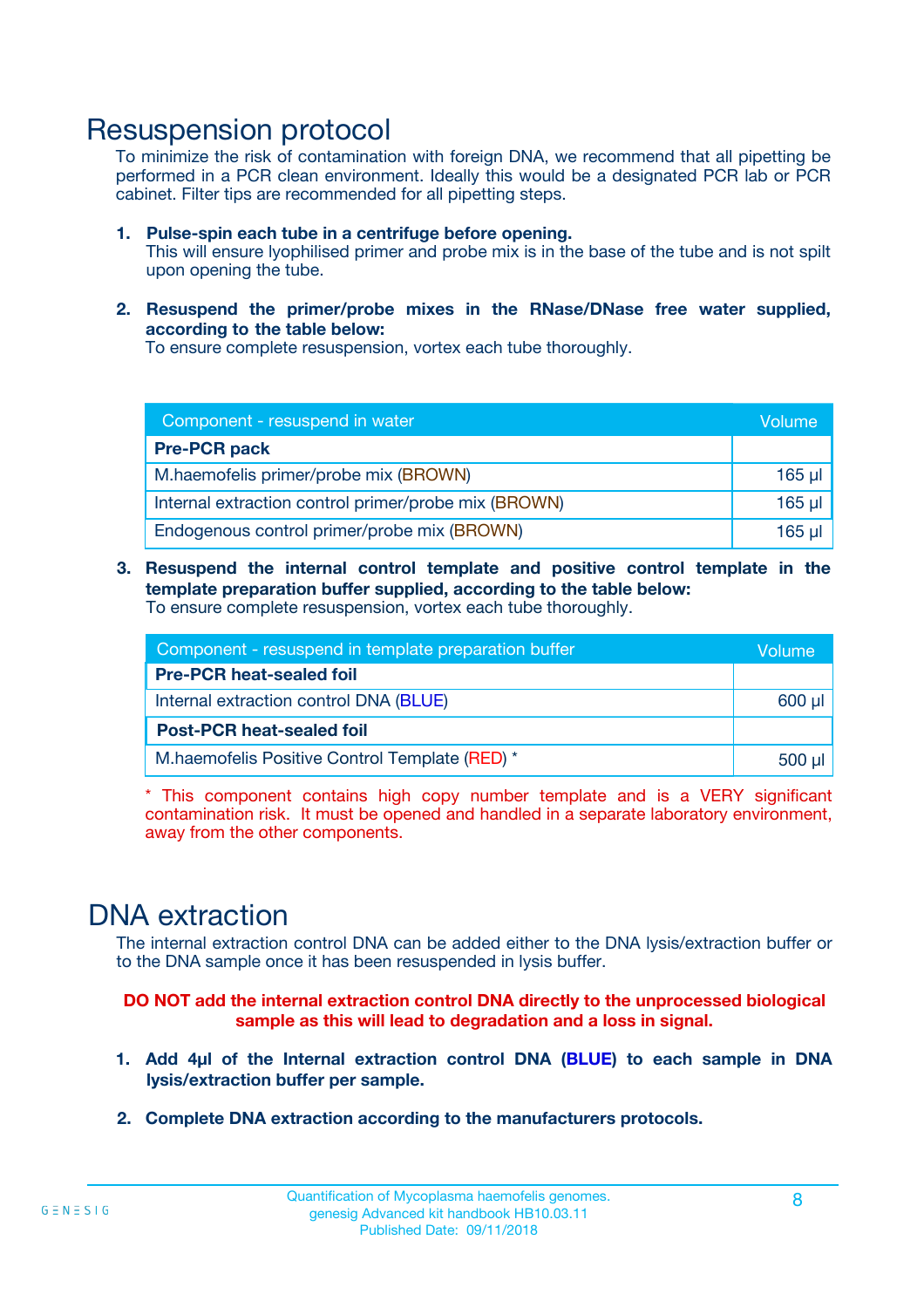# Resuspension protocol

To minimize the risk of contamination with foreign DNA, we recommend that all pipetting be performed in a PCR clean environment. Ideally this would be a designated PCR lab or PCR cabinet. Filter tips are recommended for all pipetting steps.

1. **Pulse-spin each tube in a centrifuge before opening.**
   This will ensure lyophilised primer and probe mix is in the base of the tube and is not spilt upon opening the tube.

2. **Resuspend the primer/probe mixes in the RNase/DNase free water supplied, according to the table below:**
   To ensure complete resuspension, vortex each tube thoroughly.

| Component - resuspend in water | Volume |
|---|---|
| **Pre-PCR pack** | |
| M.haemofelis primer/probe mix (BROWN) | 165 µl |
| Internal extraction control primer/probe mix (BROWN) | 165 µl |
| Endogenous control primer/probe mix (BROWN) | 165 µl |

3. **Resuspend the internal control template and positive control template in the template preparation buffer supplied, according to the table below:**
   To ensure complete resuspension, vortex each tube thoroughly.

| Component - resuspend in template preparation buffer | Volume |
|---|---|
| **Pre-PCR heat-sealed foil** | |
| Internal extraction control DNA (BLUE) | 600 µl |
| **Post-PCR heat-sealed foil** | |
| M.haemofelis Positive Control Template (RED) * | 500 µl |

* This component contains high copy number template and is a VERY significant contamination risk. It must be opened and handled in a separate laboratory environment, away from the other components.

# DNA extraction

The internal extraction control DNA can be added either to the DNA lysis/extraction buffer or to the DNA sample once it has been resuspended in lysis buffer.

**DO NOT add the internal extraction control DNA directly to the unprocessed biological sample as this will lead to degradation and a loss in signal.**

1. **Add 4µl of the Internal extraction control DNA (BLUE) to each sample in DNA lysis/extraction buffer per sample.**

2. **Complete DNA extraction according to the manufacturers protocols.**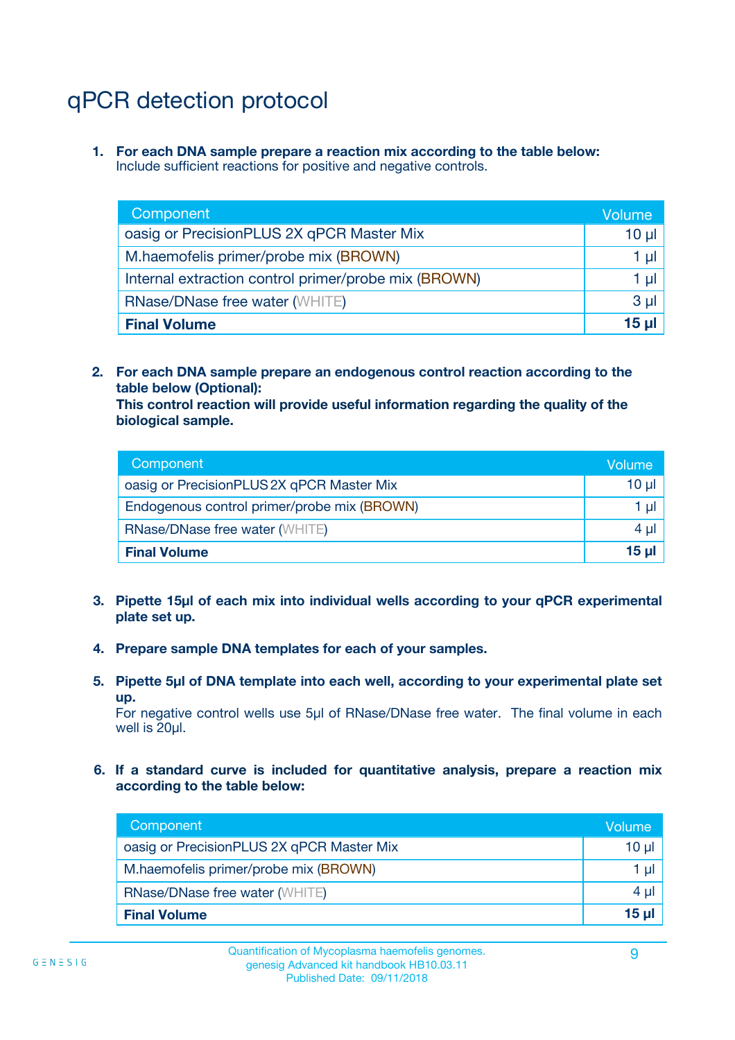# qPCR detection protocol

1. **For each DNA sample prepare a reaction mix according to the table below:**
   Include sufficient reactions for positive and negative controls.

| Component | Volume |
|---|---|
| oasig or PrecisionPLUS 2X qPCR Master Mix | 10 µl |
| M.haemofelis primer/probe mix (BROWN) | 1 µl |
| Internal extraction control primer/probe mix (BROWN) | 1 µl |
| RNase/DNase free water (WHITE) | 3 µl |
| **Final Volume** | **15 µl** |

2. **For each DNA sample prepare an endogenous control reaction according to the table below (Optional):**
   **This control reaction will provide useful information regarding the quality of the biological sample.**

| Component | Volume |
|---|---|
| oasig or PrecisionPLUS 2X qPCR Master Mix | 10 µl |
| Endogenous control primer/probe mix (BROWN) | 1 µl |
| RNase/DNase free water (WHITE) | 4 µl |
| **Final Volume** | **15 µl** |

3. **Pipette 15µl of each mix into individual wells according to your qPCR experimental plate set up.**

4. **Prepare sample DNA templates for each of your samples.**

5. **Pipette 5µl of DNA template into each well, according to your experimental plate set up.**
   For negative control wells use 5µl of RNase/DNase free water. The final volume in each well is 20µl.

6. **If a standard curve is included for quantitative analysis, prepare a reaction mix according to the table below:**

| Component | Volume |
|---|---|
| oasig or PrecisionPLUS 2X qPCR Master Mix | 10 µl |
| M.haemofelis primer/probe mix (BROWN) | 1 µl |
| RNase/DNase free water (WHITE) | 4 µl |
| **Final Volume** | **15 µl** |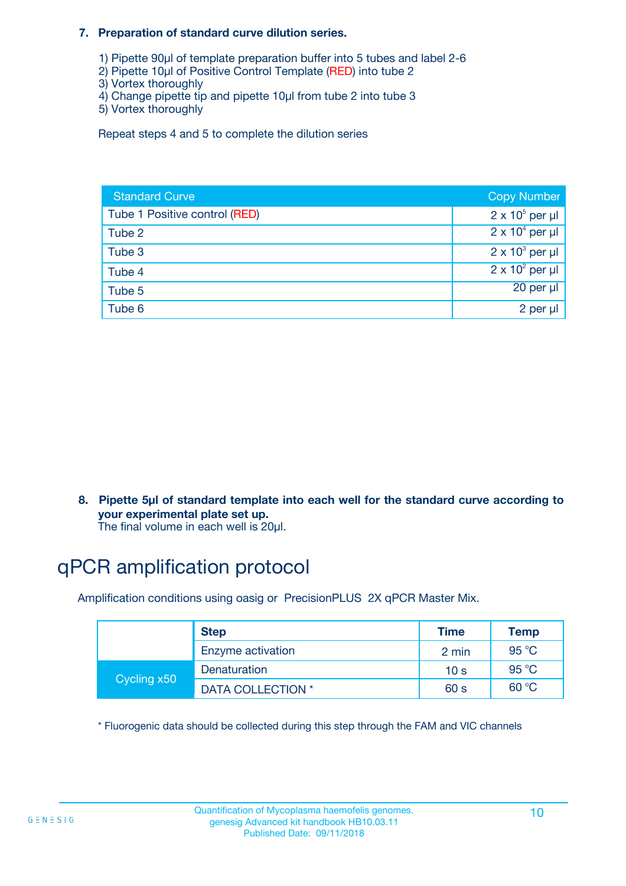**7. Preparation of standard curve dilution series.**

1) Pipette 90µl of template preparation buffer into 5 tubes and label 2-6
2) Pipette 10µl of Positive Control Template (RED) into tube 2
3) Vortex thoroughly
4) Change pipette tip and pipette 10µl from tube 2 into tube 3
5) Vortex thoroughly

Repeat steps 4 and 5 to complete the dilution series

| Standard Curve | Copy Number |
|---|---|
| Tube 1 Positive control (RED) | $2 \times 10^5$ per µl |
| Tube 2 | $2 \times 10^4$ per µl |
| Tube 3 | $2 \times 10^3$ per µl |
| Tube 4 | $2 \times 10^2$ per µl |
| Tube 5 | 20 per µl |
| Tube 6 | 2 per µl |

**8. Pipette 5µl of standard template into each well for the standard curve according to your experimental plate set up.**
The final volume in each well is 20µl.

# qPCR amplification protocol

Amplification conditions using oasig or PrecisionPLUS 2X qPCR Master Mix.

| | Step | Time | Temp |
|---|---|---|---|
| | Enzyme activation | 2 min | 95 °C |
| Cycling x50 | Denaturation | 10 s | 95 °C |
| | DATA COLLECTION * | 60 s | 60 °C |

* Fluorogenic data should be collected during this step through the FAM and VIC channels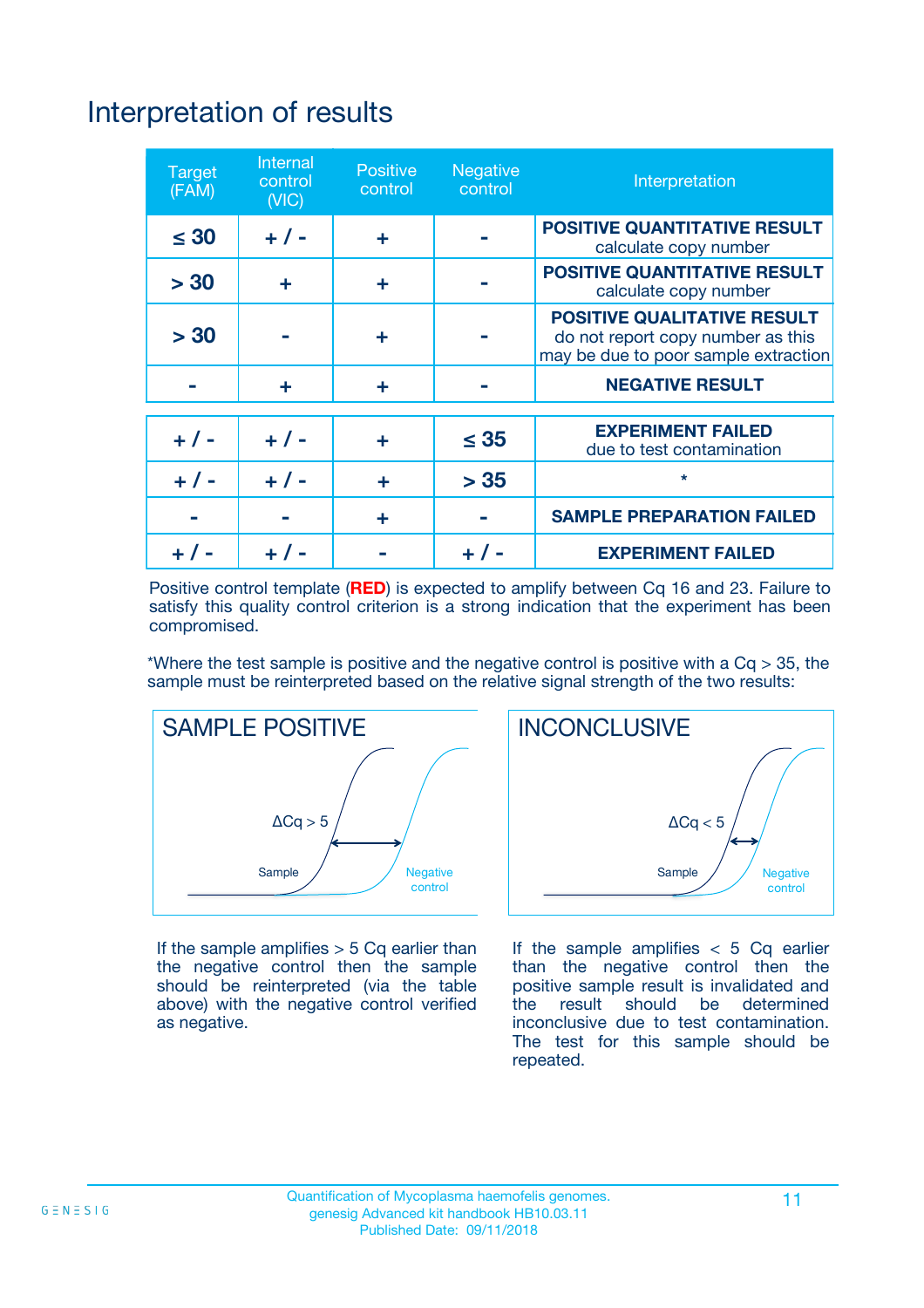# Interpretation of results

| Target (FAM) | Internal control (VIC) | Positive control | Negative control | Interpretation |
|---|---|---|---|---|
| ≤ 30 | + / - | + | - | **POSITIVE QUANTITATIVE RESULT** calculate copy number |
| > 30 | + | + | - | **POSITIVE QUANTITATIVE RESULT** calculate copy number |
| > 30 | - | + | - | **POSITIVE QUALITATIVE RESULT** do not report copy number as this may be due to poor sample extraction |
| - | + | + | - | **NEGATIVE RESULT** |
| + / - | + / - | + | ≤ 35 | **EXPERIMENT FAILED** due to test contamination |
| + / - | + / - | + | > 35 | * |
| - | - | + | - | **SAMPLE PREPARATION FAILED** |
| + / - | + / - | - | + / - | **EXPERIMENT FAILED** |

Positive control template (**RED**) is expected to amplify between Cq 16 and 23. Failure to satisfy this quality control criterion is a strong indication that the experiment has been compromised.

*Where the test sample is positive and the negative control is positive with a Cq > 35, the sample must be reinterpreted based on the relative signal strength of the two results:

**SAMPLE POSITIVE**

ΔCq > 5

Sample

Negative control

If the sample amplifies > 5 Cq earlier than the negative control then the sample should be reinterpreted (via the table above) with the negative control verified as negative.

**INCONCLUSIVE**

ΔCq < 5

Sample

Negative control

If the sample amplifies < 5 Cq earlier than the negative control then the positive sample result is invalidated and the result should be determined inconclusive due to test contamination. The test for this sample should be repeated.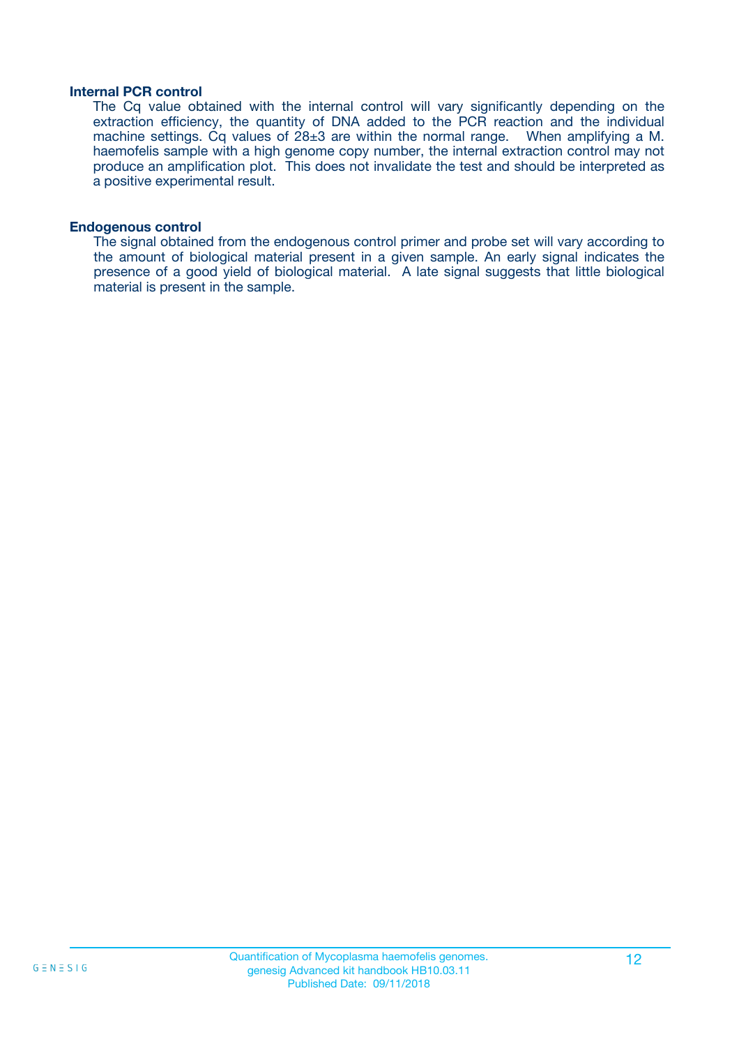### Internal PCR control

The Cq value obtained with the internal control will vary significantly depending on the extraction efficiency, the quantity of DNA added to the PCR reaction and the individual machine settings. Cq values of 28±3 are within the normal range. When amplifying a M. haemofelis sample with a high genome copy number, the internal extraction control may not produce an amplification plot. This does not invalidate the test and should be interpreted as a positive experimental result.

### Endogenous control

The signal obtained from the endogenous control primer and probe set will vary according to the amount of biological material present in a given sample. An early signal indicates the presence of a good yield of biological material. A late signal suggests that little biological material is present in the sample.